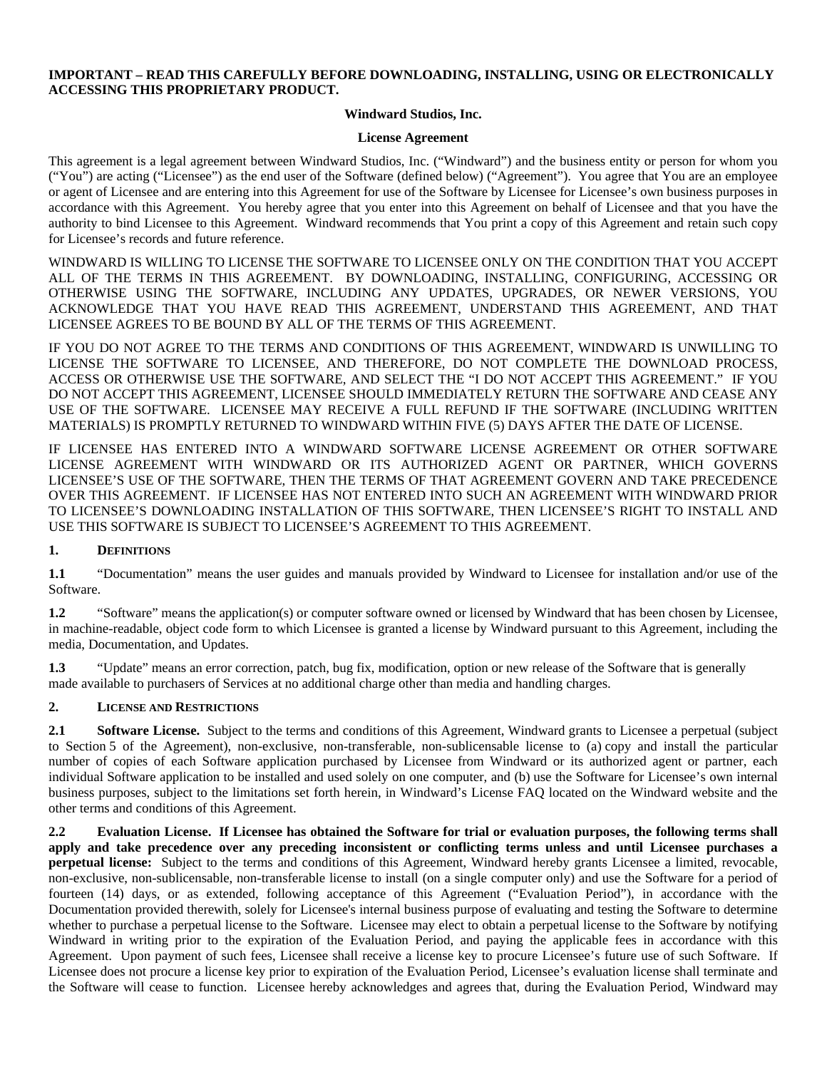**IMPORTANT – READ THIS CAREFULLY BEFORE DOWNLOADING, INSTALLING, USING OR ELECTRONICALLY ACCESSING THIS PROPRIETARY PRODUCT.**

**Windward Studios, Inc.**

**License Agreement**

This agreement is a legal agreement between Windward Studios, Inc. ("Windward") and the business entity or person for whom you ("You") are acting ("Licensee") as the end user of the Software (defined below) ("Agreement"). You agree that You are an employee or agent of Licensee and are entering into this Agreement for use of the Software by Licensee for Licensee's own business purposes in accordance with this Agreement. You hereby agree that you enter into this Agreement on behalf of Licensee and that you have the authority to bind Licensee to this Agreement. Windward recommends that You print a copy of this Agreement and retain such copy for Licensee's records and future reference.

WINDWARD IS WILLING TO LICENSE THE SOFTWARE TO LICENSEE ONLY ON THE CONDITION THAT YOU ACCEPT ALL OF THE TERMS IN THIS AGREEMENT. BY DOWNLOADING, INSTALLING, CONFIGURING, ACCESSING OR OTHERWISE USING THE SOFTWARE, INCLUDING ANY UPDATES, UPGRADES, OR NEWER VERSIONS, YOU ACKNOWLEDGE THAT YOU HAVE READ THIS AGREEMENT, UNDERSTAND THIS AGREEMENT, AND THAT LICENSEE AGREES TO BE BOUND BY ALL OF THE TERMS OF THIS AGREEMENT.

IF YOU DO NOT AGREE TO THE TERMS AND CONDITIONS OF THIS AGREEMENT, WINDWARD IS UNWILLING TO LICENSE THE SOFTWARE TO LICENSEE, AND THEREFORE, DO NOT COMPLETE THE DOWNLOAD PROCESS, ACCESS OR OTHERWISE USE THE SOFTWARE, AND SELECT THE "I DO NOT ACCEPT THIS AGREEMENT." IF YOU DO NOT ACCEPT THIS AGREEMENT, LICENSEE SHOULD IMMEDIATELY RETURN THE SOFTWARE AND CEASE ANY USE OF THE SOFTWARE. LICENSEE MAY RECEIVE A FULL REFUND IF THE SOFTWARE (INCLUDING WRITTEN MATERIALS) IS PROMPTLY RETURNED TO WINDWARD WITHIN FIVE (5) DAYS AFTER THE DATE OF LICENSE.

IF LICENSEE HAS ENTERED INTO A WINDWARD SOFTWARE LICENSE AGREEMENT OR OTHER SOFTWARE LICENSE AGREEMENT WITH WINDWARD OR ITS AUTHORIZED AGENT OR PARTNER, WHICH GOVERNS LICENSEE'S USE OF THE SOFTWARE, THEN THE TERMS OF THAT AGREEMENT GOVERN AND TAKE PRECEDENCE OVER THIS AGREEMENT. IF LICENSEE HAS NOT ENTERED INTO SUCH AN AGREEMENT WITH WINDWARD PRIOR TO LICENSEE'S DOWNLOADING INSTALLATION OF THIS SOFTWARE, THEN LICENSEE'S RIGHT TO INSTALL AND USE THIS SOFTWARE IS SUBJECT TO LICENSEE'S AGREEMENT TO THIS AGREEMENT.

## 1. DEFINITIONS

**1.1** "Documentation" means the user guides and manuals provided by Windward to Licensee for installation and/or use of the Software.

**1.2** "Software" means the application(s) or computer software owned or licensed by Windward that has been chosen by Licensee, in machine-readable, object code form to which Licensee is granted a license by Windward pursuant to this Agreement, including the media, Documentation, and Updates.

**1.3** "Update" means an error correction, patch, bug fix, modification, option or new release of the Software that is generally made available to purchasers of Services at no additional charge other than media and handling charges.

## 2. LICENSE AND RESTRICTIONS

**2.1 Software License.** Subject to the terms and conditions of this Agreement, Windward grants to Licensee a perpetual (subject to Section 5 of the Agreement), non-exclusive, non-transferable, non-sublicensable license to (a) copy and install the particular number of copies of each Software application purchased by Licensee from Windward or its authorized agent or partner, each individual Software application to be installed and used solely on one computer, and (b) use the Software for Licensee's own internal business purposes, subject to the limitations set forth herein, in Windward's License FAQ located on the Windward website and the other terms and conditions of this Agreement.

**2.2 Evaluation License. If Licensee has obtained the Software for trial or evaluation purposes, the following terms shall apply and take precedence over any preceding inconsistent or conflicting terms unless and until Licensee purchases a perpetual license:** Subject to the terms and conditions of this Agreement, Windward hereby grants Licensee a limited, revocable, non-exclusive, non-sublicensable, non-transferable license to install (on a single computer only) and use the Software for a period of fourteen (14) days, or as extended, following acceptance of this Agreement ("Evaluation Period"), in accordance with the Documentation provided therewith, solely for Licensee's internal business purpose of evaluating and testing the Software to determine whether to purchase a perpetual license to the Software. Licensee may elect to obtain a perpetual license to the Software by notifying Windward in writing prior to the expiration of the Evaluation Period, and paying the applicable fees in accordance with this Agreement. Upon payment of such fees, Licensee shall receive a license key to procure Licensee's future use of such Software. If Licensee does not procure a license key prior to expiration of the Evaluation Period, Licensee's evaluation license shall terminate and the Software will cease to function. Licensee hereby acknowledges and agrees that, during the Evaluation Period, Windward may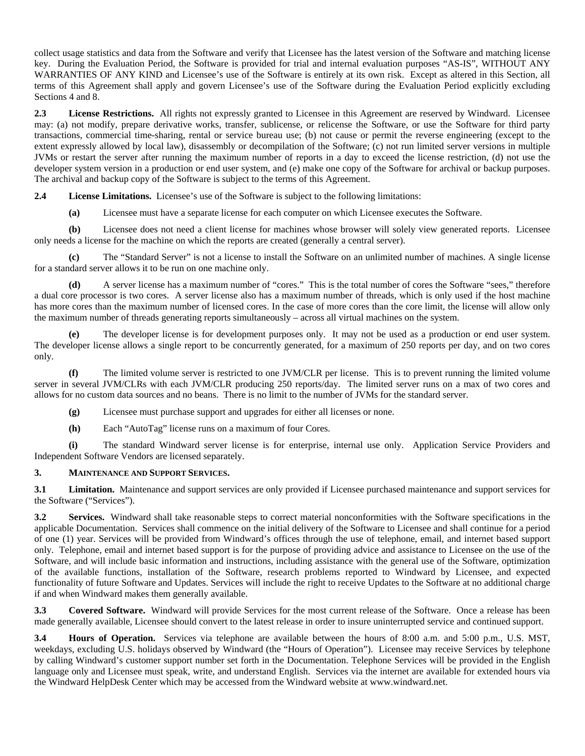collect usage statistics and data from the Software and verify that Licensee has the latest version of the Software and matching license key. During the Evaluation Period, the Software is provided for trial and internal evaluation purposes "AS-IS", WITHOUT ANY WARRANTIES OF ANY KIND and Licensee's use of the Software is entirely at its own risk. Except as altered in this Section, all terms of this Agreement shall apply and govern Licensee's use of the Software during the Evaluation Period explicitly excluding Sections 4 and 8.

**2.3 License Restrictions.** All rights not expressly granted to Licensee in this Agreement are reserved by Windward. Licensee may: (a) not modify, prepare derivative works, transfer, sublicense, or relicense the Software, or use the Software for third party transactions, commercial time-sharing, rental or service bureau use; (b) not cause or permit the reverse engineering (except to the extent expressly allowed by local law), disassembly or decompilation of the Software; (c) not run limited server versions in multiple JVMs or restart the server after running the maximum number of reports in a day to exceed the license restriction, (d) not use the developer system version in a production or end user system, and (e) make one copy of the Software for archival or backup purposes. The archival and backup copy of the Software is subject to the terms of this Agreement.

**2.4 License Limitations.** Licensee's use of the Software is subject to the following limitations:

**(a)** Licensee must have a separate license for each computer on which Licensee executes the Software.

**(b)** Licensee does not need a client license for machines whose browser will solely view generated reports. Licensee only needs a license for the machine on which the reports are created (generally a central server).

**(c)** The "Standard Server" is not a license to install the Software on an unlimited number of machines. A single license for a standard server allows it to be run on one machine only.

**(d)** A server license has a maximum number of "cores." This is the total number of cores the Software "sees," therefore a dual core processor is two cores. A server license also has a maximum number of threads, which is only used if the host machine has more cores than the maximum number of licensed cores. In the case of more cores than the core limit, the license will allow only the maximum number of threads generating reports simultaneously – across all virtual machines on the system.

**(e)** The developer license is for development purposes only. It may not be used as a production or end user system. The developer license allows a single report to be concurrently generated, for a maximum of 250 reports per day, and on two cores only.

**(f)** The limited volume server is restricted to one JVM/CLR per license. This is to prevent running the limited volume server in several JVM/CLRs with each JVM/CLR producing 250 reports/day. The limited server runs on a max of two cores and allows for no custom data sources and no beans. There is no limit to the number of JVMs for the standard server.

**(g)** Licensee must purchase support and upgrades for either all licenses or none.

**(h)** Each "AutoTag" license runs on a maximum of four Cores.

**(i)** The standard Windward server license is for enterprise, internal use only. Application Service Providers and Independent Software Vendors are licensed separately.

### 3. MAINTENANCE AND SUPPORT SERVICES.

**3.1 Limitation.** Maintenance and support services are only provided if Licensee purchased maintenance and support services for the Software ("Services").

**3.2 Services.** Windward shall take reasonable steps to correct material nonconformities with the Software specifications in the applicable Documentation. Services shall commence on the initial delivery of the Software to Licensee and shall continue for a period of one (1) year. Services will be provided from Windward's offices through the use of telephone, email, and internet based support only. Telephone, email and internet based support is for the purpose of providing advice and assistance to Licensee on the use of the Software, and will include basic information and instructions, including assistance with the general use of the Software, optimization of the available functions, installation of the Software, research problems reported to Windward by Licensee, and expected functionality of future Software and Updates. Services will include the right to receive Updates to the Software at no additional charge if and when Windward makes them generally available.

**3.3 Covered Software.** Windward will provide Services for the most current release of the Software. Once a release has been made generally available, Licensee should convert to the latest release in order to insure uninterrupted service and continued support.

**3.4 Hours of Operation.** Services via telephone are available between the hours of 8:00 a.m. and 5:00 p.m., U.S. MST, weekdays, excluding U.S. holidays observed by Windward (the "Hours of Operation"). Licensee may receive Services by telephone by calling Windward's customer support number set forth in the Documentation. Telephone Services will be provided in the English language only and Licensee must speak, write, and understand English. Services via the internet are available for extended hours via the Windward HelpDesk Center which may be accessed from the Windward website at www.windward.net.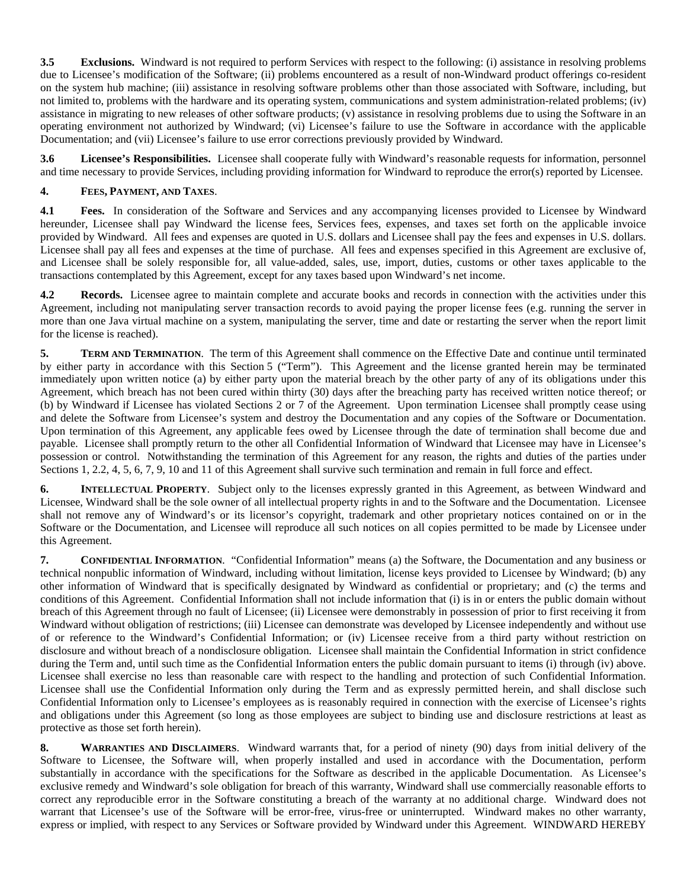**3.5 Exclusions.** Windward is not required to perform Services with respect to the following: (i) assistance in resolving problems due to Licensee's modification of the Software; (ii) problems encountered as a result of non-Windward product offerings co-resident on the system hub machine; (iii) assistance in resolving software problems other than those associated with Software, including, but not limited to, problems with the hardware and its operating system, communications and system administration-related problems; (iv) assistance in migrating to new releases of other software products; (v) assistance in resolving problems due to using the Software in an operating environment not authorized by Windward; (vi) Licensee's failure to use the Software in accordance with the applicable Documentation; and (vii) Licensee's failure to use error corrections previously provided by Windward.

**3.6 Licensee's Responsibilities.** Licensee shall cooperate fully with Windward's reasonable requests for information, personnel and time necessary to provide Services, including providing information for Windward to reproduce the error(s) reported by Licensee.

**4. FEES, PAYMENT, AND TAXES.**

**4.1 Fees.** In consideration of the Software and Services and any accompanying licenses provided to Licensee by Windward hereunder, Licensee shall pay Windward the license fees, Services fees, expenses, and taxes set forth on the applicable invoice provided by Windward. All fees and expenses are quoted in U.S. dollars and Licensee shall pay the fees and expenses in U.S. dollars. Licensee shall pay all fees and expenses at the time of purchase. All fees and expenses specified in this Agreement are exclusive of, and Licensee shall be solely responsible for, all value-added, sales, use, import, duties, customs or other taxes applicable to the transactions contemplated by this Agreement, except for any taxes based upon Windward's net income.

**4.2 Records.** Licensee agree to maintain complete and accurate books and records in connection with the activities under this Agreement, including not manipulating server transaction records to avoid paying the proper license fees (e.g. running the server in more than one Java virtual machine on a system, manipulating the server, time and date or restarting the server when the report limit for the license is reached).

**5. TERM AND TERMINATION.** The term of this Agreement shall commence on the Effective Date and continue until terminated by either party in accordance with this Section 5 ("Term"). This Agreement and the license granted herein may be terminated immediately upon written notice (a) by either party upon the material breach by the other party of any of its obligations under this Agreement, which breach has not been cured within thirty (30) days after the breaching party has received written notice thereof; or (b) by Windward if Licensee has violated Sections 2 or 7 of the Agreement. Upon termination Licensee shall promptly cease using and delete the Software from Licensee's system and destroy the Documentation and any copies of the Software or Documentation. Upon termination of this Agreement, any applicable fees owed by Licensee through the date of termination shall become due and payable. Licensee shall promptly return to the other all Confidential Information of Windward that Licensee may have in Licensee's possession or control. Notwithstanding the termination of this Agreement for any reason, the rights and duties of the parties under Sections 1, 2.2, 4, 5, 6, 7, 9, 10 and 11 of this Agreement shall survive such termination and remain in full force and effect.

**6. INTELLECTUAL PROPERTY.** Subject only to the licenses expressly granted in this Agreement, as between Windward and Licensee, Windward shall be the sole owner of all intellectual property rights in and to the Software and the Documentation. Licensee shall not remove any of Windward's or its licensor's copyright, trademark and other proprietary notices contained on or in the Software or the Documentation, and Licensee will reproduce all such notices on all copies permitted to be made by Licensee under this Agreement.

**7. CONFIDENTIAL INFORMATION.** "Confidential Information" means (a) the Software, the Documentation and any business or technical nonpublic information of Windward, including without limitation, license keys provided to Licensee by Windward; (b) any other information of Windward that is specifically designated by Windward as confidential or proprietary; and (c) the terms and conditions of this Agreement. Confidential Information shall not include information that (i) is in or enters the public domain without breach of this Agreement through no fault of Licensee; (ii) Licensee were demonstrably in possession of prior to first receiving it from Windward without obligation of restrictions; (iii) Licensee can demonstrate was developed by Licensee independently and without use of or reference to the Windward's Confidential Information; or (iv) Licensee receive from a third party without restriction on disclosure and without breach of a nondisclosure obligation. Licensee shall maintain the Confidential Information in strict confidence during the Term and, until such time as the Confidential Information enters the public domain pursuant to items (i) through (iv) above. Licensee shall exercise no less than reasonable care with respect to the handling and protection of such Confidential Information. Licensee shall use the Confidential Information only during the Term and as expressly permitted herein, and shall disclose such Confidential Information only to Licensee's employees as is reasonably required in connection with the exercise of Licensee's rights and obligations under this Agreement (so long as those employees are subject to binding use and disclosure restrictions at least as protective as those set forth herein).

**8. WARRANTIES AND DISCLAIMERS.** Windward warrants that, for a period of ninety (90) days from initial delivery of the Software to Licensee, the Software will, when properly installed and used in accordance with the Documentation, perform substantially in accordance with the specifications for the Software as described in the applicable Documentation. As Licensee's exclusive remedy and Windward's sole obligation for breach of this warranty, Windward shall use commercially reasonable efforts to correct any reproducible error in the Software constituting a breach of the warranty at no additional charge. Windward does not warrant that Licensee's use of the Software will be error-free, virus-free or uninterrupted. Windward makes no other warranty, express or implied, with respect to any Services or Software provided by Windward under this Agreement. WINDWARD HEREBY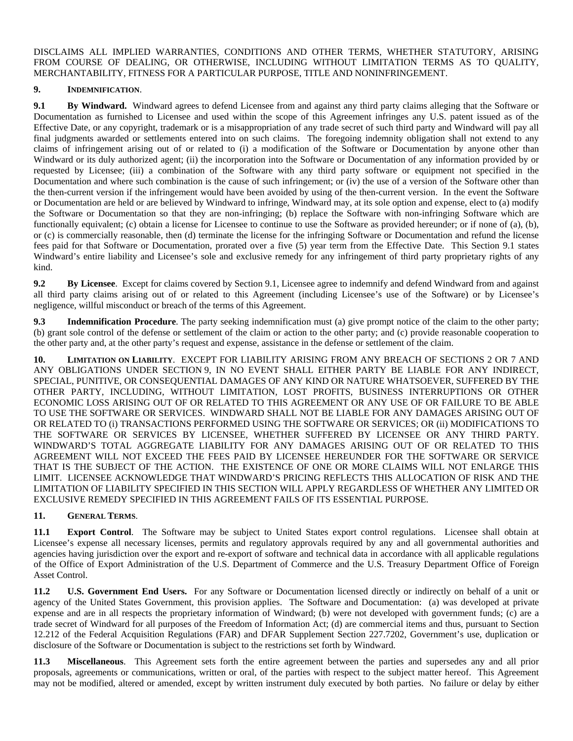DISCLAIMS ALL IMPLIED WARRANTIES, CONDITIONS AND OTHER TERMS, WHETHER STATUTORY, ARISING FROM COURSE OF DEALING, OR OTHERWISE, INCLUDING WITHOUT LIMITATION TERMS AS TO QUALITY, MERCHANTABILITY, FITNESS FOR A PARTICULAR PURPOSE, TITLE AND NONINFRINGEMENT.

**9. INDEMNIFICATION.**

**9.1 By Windward.** Windward agrees to defend Licensee from and against any third party claims alleging that the Software or Documentation as furnished to Licensee and used within the scope of this Agreement infringes any U.S. patent issued as of the Effective Date, or any copyright, trademark or is a misappropriation of any trade secret of such third party and Windward will pay all final judgments awarded or settlements entered into on such claims. The foregoing indemnity obligation shall not extend to any claims of infringement arising out of or related to (i) a modification of the Software or Documentation by anyone other than Windward or its duly authorized agent; (ii) the incorporation into the Software or Documentation of any information provided by or requested by Licensee; (iii) a combination of the Software with any third party software or equipment not specified in the Documentation and where such combination is the cause of such infringement; or (iv) the use of a version of the Software other than the then-current version if the infringement would have been avoided by using of the then-current version. In the event the Software or Documentation are held or are believed by Windward to infringe, Windward may, at its sole option and expense, elect to (a) modify the Software or Documentation so that they are non-infringing; (b) replace the Software with non-infringing Software which are functionally equivalent; (c) obtain a license for Licensee to continue to use the Software as provided hereunder; or if none of (a), (b), or (c) is commercially reasonable, then (d) terminate the license for the infringing Software or Documentation and refund the license fees paid for that Software or Documentation, prorated over a five (5) year term from the Effective Date. This Section 9.1 states Windward's entire liability and Licensee's sole and exclusive remedy for any infringement of third party proprietary rights of any kind.

**9.2 By Licensee**. Except for claims covered by Section 9.1, Licensee agree to indemnify and defend Windward from and against all third party claims arising out of or related to this Agreement (including Licensee's use of the Software) or by Licensee's negligence, willful misconduct or breach of the terms of this Agreement.

**9.3 Indemnification Procedure**. The party seeking indemnification must (a) give prompt notice of the claim to the other party; (b) grant sole control of the defense or settlement of the claim or action to the other party; and (c) provide reasonable cooperation to the other party and, at the other party's request and expense, assistance in the defense or settlement of the claim.

**10. LIMITATION ON LIABILITY**. EXCEPT FOR LIABILITY ARISING FROM ANY BREACH OF SECTIONS 2 OR 7 AND ANY OBLIGATIONS UNDER SECTION 9, IN NO EVENT SHALL EITHER PARTY BE LIABLE FOR ANY INDIRECT, SPECIAL, PUNITIVE, OR CONSEQUENTIAL DAMAGES OF ANY KIND OR NATURE WHATSOEVER, SUFFERED BY THE OTHER PARTY, INCLUDING, WITHOUT LIMITATION, LOST PROFITS, BUSINESS INTERRUPTIONS OR OTHER ECONOMIC LOSS ARISING OUT OF OR RELATED TO THIS AGREEMENT OR ANY USE OF OR FAILURE TO BE ABLE TO USE THE SOFTWARE OR SERVICES. WINDWARD SHALL NOT BE LIABLE FOR ANY DAMAGES ARISING OUT OF OR RELATED TO (i) TRANSACTIONS PERFORMED USING THE SOFTWARE OR SERVICES; OR (ii) MODIFICATIONS TO THE SOFTWARE OR SERVICES BY LICENSEE, WHETHER SUFFERED BY LICENSEE OR ANY THIRD PARTY. WINDWARD'S TOTAL AGGREGATE LIABILITY FOR ANY DAMAGES ARISING OUT OF OR RELATED TO THIS AGREEMENT WILL NOT EXCEED THE FEES PAID BY LICENSEE HEREUNDER FOR THE SOFTWARE OR SERVICE THAT IS THE SUBJECT OF THE ACTION. THE EXISTENCE OF ONE OR MORE CLAIMS WILL NOT ENLARGE THIS LIMIT. LICENSEE ACKNOWLEDGE THAT WINDWARD'S PRICING REFLECTS THIS ALLOCATION OF RISK AND THE LIMITATION OF LIABILITY SPECIFIED IN THIS SECTION WILL APPLY REGARDLESS OF WHETHER ANY LIMITED OR EXCLUSIVE REMEDY SPECIFIED IN THIS AGREEMENT FAILS OF ITS ESSENTIAL PURPOSE.

**11. GENERAL TERMS.**

**11.1 Export Control**. The Software may be subject to United States export control regulations. Licensee shall obtain at Licensee's expense all necessary licenses, permits and regulatory approvals required by any and all governmental authorities and agencies having jurisdiction over the export and re-export of software and technical data in accordance with all applicable regulations of the Office of Export Administration of the U.S. Department of Commerce and the U.S. Treasury Department Office of Foreign Asset Control.

**11.2 U.S. Government End Users.** For any Software or Documentation licensed directly or indirectly on behalf of a unit or agency of the United States Government, this provision applies. The Software and Documentation: (a) was developed at private expense and are in all respects the proprietary information of Windward; (b) were not developed with government funds; (c) are a trade secret of Windward for all purposes of the Freedom of Information Act; (d) are commercial items and thus, pursuant to Section 12.212 of the Federal Acquisition Regulations (FAR) and DFAR Supplement Section 227.7202, Government's use, duplication or disclosure of the Software or Documentation is subject to the restrictions set forth by Windward.

**11.3 Miscellaneous**. This Agreement sets forth the entire agreement between the parties and supersedes any and all prior proposals, agreements or communications, written or oral, of the parties with respect to the subject matter hereof. This Agreement may not be modified, altered or amended, except by written instrument duly executed by both parties. No failure or delay by either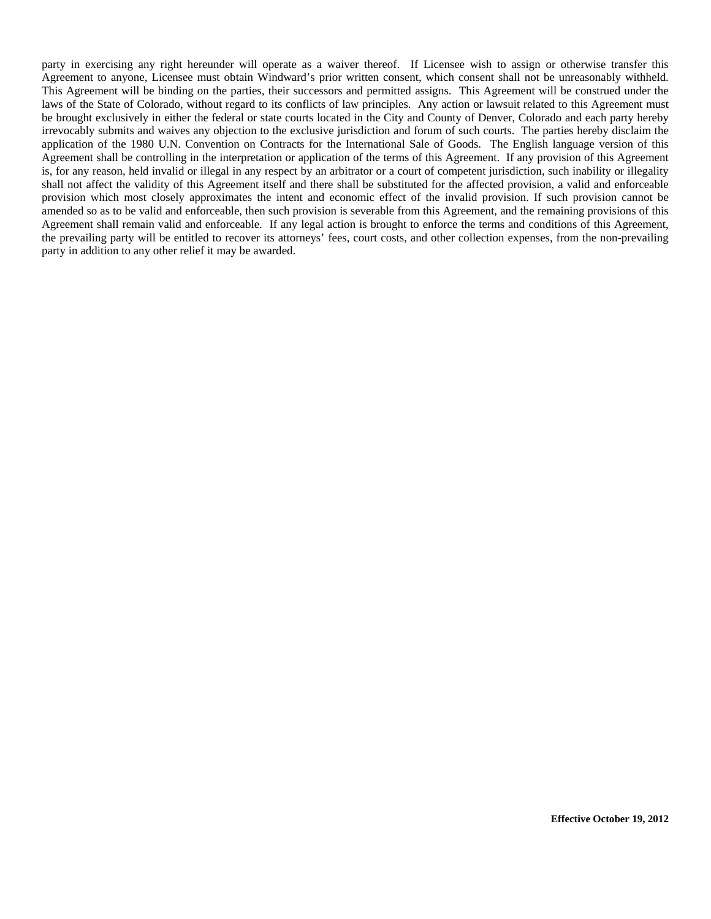party in exercising any right hereunder will operate as a waiver thereof. If Licensee wish to assign or otherwise transfer this Agreement to anyone, Licensee must obtain Windward's prior written consent, which consent shall not be unreasonably withheld. This Agreement will be binding on the parties, their successors and permitted assigns. This Agreement will be construed under the laws of the State of Colorado, without regard to its conflicts of law principles. Any action or lawsuit related to this Agreement must be brought exclusively in either the federal or state courts located in the City and County of Denver, Colorado and each party hereby irrevocably submits and waives any objection to the exclusive jurisdiction and forum of such courts. The parties hereby disclaim the application of the 1980 U.N. Convention on Contracts for the International Sale of Goods. The English language version of this Agreement shall be controlling in the interpretation or application of the terms of this Agreement. If any provision of this Agreement is, for any reason, held invalid or illegal in any respect by an arbitrator or a court of competent jurisdiction, such inability or illegality shall not affect the validity of this Agreement itself and there shall be substituted for the affected provision, a valid and enforceable provision which most closely approximates the intent and economic effect of the invalid provision. If such provision cannot be amended so as to be valid and enforceable, then such provision is severable from this Agreement, and the remaining provisions of this Agreement shall remain valid and enforceable. If any legal action is brought to enforce the terms and conditions of this Agreement, the prevailing party will be entitled to recover its attorneys' fees, court costs, and other collection expenses, from the non-prevailing party in addition to any other relief it may be awarded.

**Effective October 19, 2012**